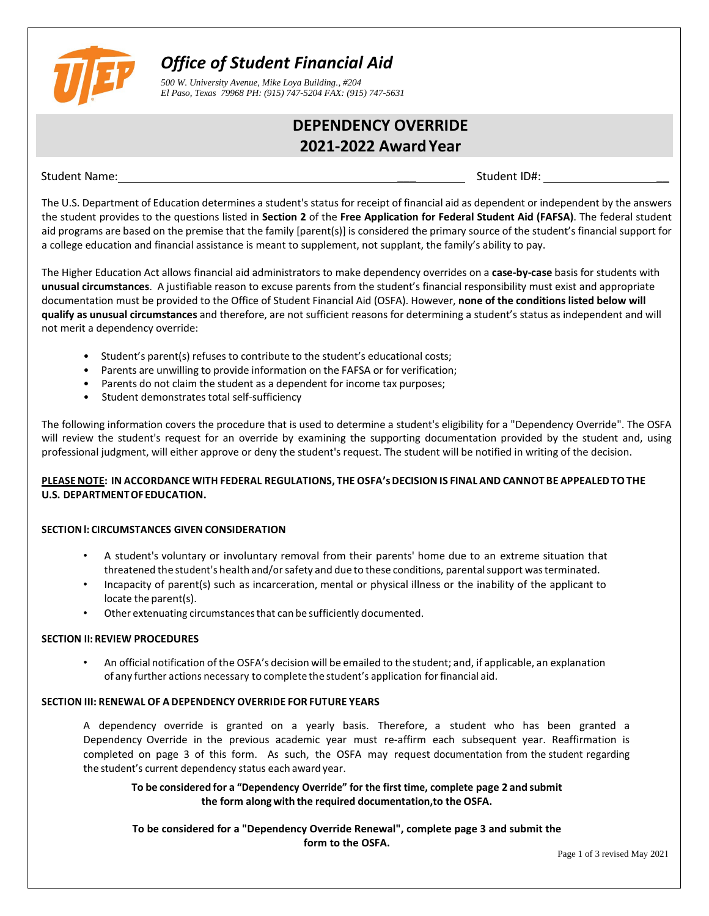# *Office of Student Financial Aid*

*500 W. University Avenue, Mike Loya Building., #204*
*El Paso, Texas 79968 PH: (915) 747-5204 FAX: (915) 747-5631*

## DEPENDENCY OVERRIDE
## 2021-2022 Award Year

Student Name: ______________________________ Student ID#: ____________________

The U.S. Department of Education determines a student's status for receipt of financial aid as dependent or independent by the answers the student provides to the questions listed in **Section 2** of the **Free Application for Federal Student Aid (FAFSA)**. The federal student aid programs are based on the premise that the family [parent(s)] is considered the primary source of the student's financial support for a college education and financial assistance is meant to supplement, not supplant, the family's ability to pay.

The Higher Education Act allows financial aid administrators to make dependency overrides on a **case-by-case** basis for students with **unusual circumstances**. A justifiable reason to excuse parents from the student's financial responsibility must exist and appropriate documentation must be provided to the Office of Student Financial Aid (OSFA). However, **none of the conditions listed below will qualify as unusual circumstances** and therefore, are not sufficient reasons for determining a student's status as independent and will not merit a dependency override:

- Student's parent(s) refuses to contribute to the student's educational costs;
- Parents are unwilling to provide information on the FAFSA or for verification;
- Parents do not claim the student as a dependent for income tax purposes;
- Student demonstrates total self-sufficiency

The following information covers the procedure that is used to determine a student's eligibility for a "Dependency Override". The OSFA will review the student's request for an override by examining the supporting documentation provided by the student and, using professional judgment, will either approve or deny the student's request. The student will be notified in writing of the decision.

**PLEASE NOTE: IN ACCORDANCE WITH FEDERAL REGULATIONS, THE OSFA's DECISION IS FINAL AND CANNOT BE APPEALED TO THE U.S. DEPARTMENT OF EDUCATION.**

**SECTION I: CIRCUMSTANCES GIVEN CONSIDERATION**

- A student's voluntary or involuntary removal from their parents' home due to an extreme situation that threatened the student's health and/or safety and due to these conditions, parental support was terminated.
- Incapacity of parent(s) such as incarceration, mental or physical illness or the inability of the applicant to locate the parent(s).
- Other extenuating circumstances that can be sufficiently documented.

**SECTION II: REVIEW PROCEDURES**

- An official notification of the OSFA's decision will be emailed to the student; and, if applicable, an explanation of any further actions necessary to complete the student's application for financial aid.

**SECTION III: RENEWAL OF A DEPENDENCY OVERRIDE FOR FUTURE YEARS**

A dependency override is granted on a yearly basis. Therefore, a student who has been granted a Dependency Override in the previous academic year must re-affirm each subsequent year. Reaffirmation is completed on page 3 of this form. As such, the OSFA may request documentation from the student regarding the student's current dependency status each award year.

**To be considered for a "Dependency Override" for the first time, complete page 2 and submit the form along with the required documentation,to the OSFA.**

**To be considered for a "Dependency Override Renewal", complete page 3 and submit the form to the OSFA.**

revised May 2021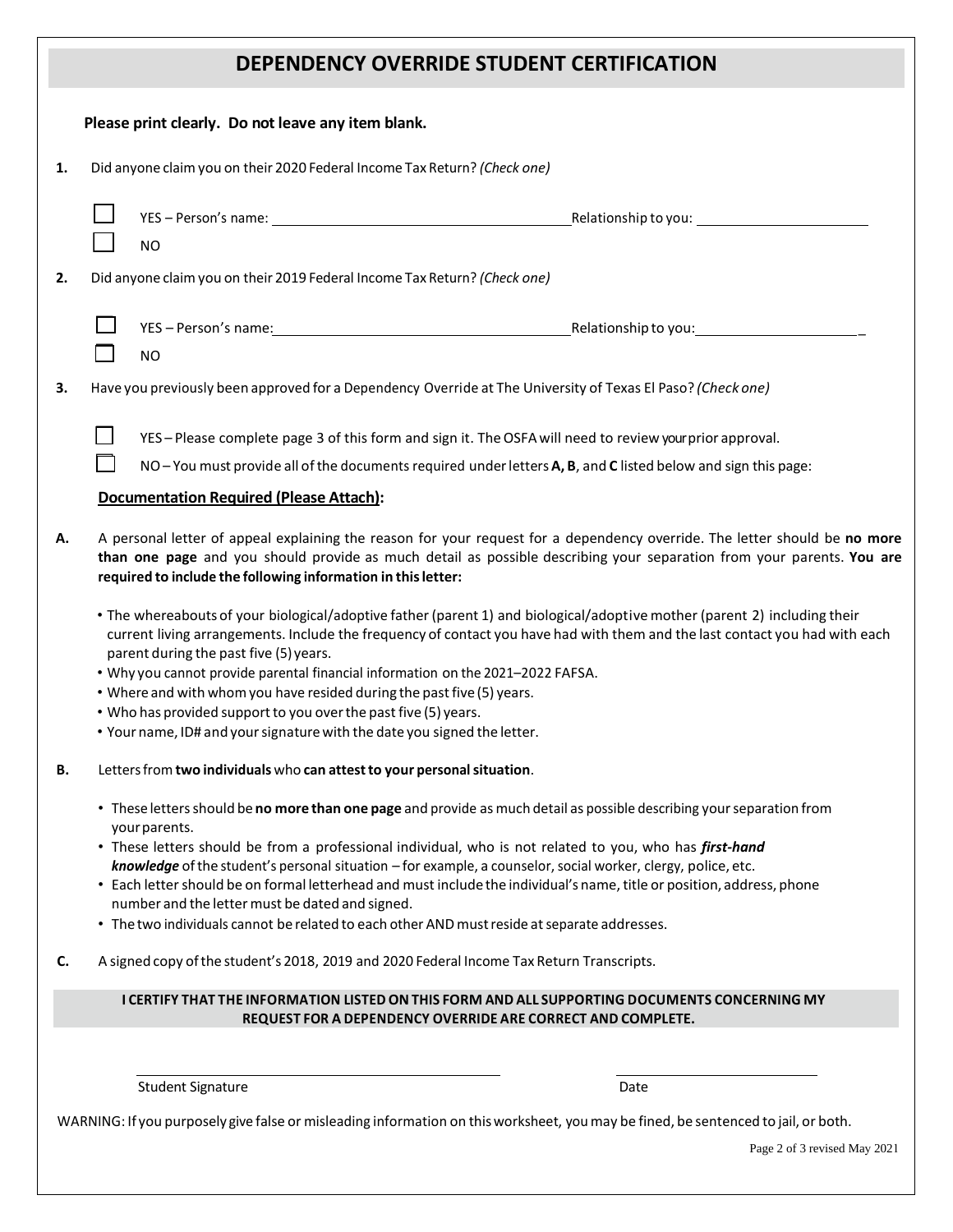# DEPENDENCY OVERRIDE STUDENT CERTIFICATION

**Please print clearly. Do not leave any item blank.**

**1.** Did anyone claim you on their 2020 Federal Income Tax Return? *(Check one)*

☐ YES – Person's name: ______________________________ Relationship to you: ____________________

☐ NO

**2.** Did anyone claim you on their 2019 Federal Income Tax Return? *(Check one)*

☐ YES – Person's name: ______________________________ Relationship to you: ____________________

☐ NO

**3.** Have you previously been approved for a Dependency Override at The University of Texas El Paso? *(Check one)*

☐ YES – Please complete page 3 of this form and sign it. The OSFA will need to review your prior approval.

☐ NO – You must provide all of the documents required under letters **A, B**, and **C** listed below and sign this page:

**Documentation Required (Please Attach):**

**A.** A personal letter of appeal explaining the reason for your request for a dependency override. The letter should be **no more than one page** and you should provide as much detail as possible describing your separation from your parents. **You are required to include the following information in this letter:**

- The whereabouts of your biological/adoptive father (parent 1) and biological/adoptive mother (parent 2) including their current living arrangements. Include the frequency of contact you have had with them and the last contact you had with each parent during the past five (5) years.
- Why you cannot provide parental financial information on the 2021–2022 FAFSA.
- Where and with whom you have resided during the past five (5) years.
- Who has provided support to you over the past five (5) years.
- Your name, ID# and your signature with the date you signed the letter.

**B.** Letters from **two individuals** who **can attest to your personal situation**.

- These letters should be **no more than one page** and provide as much detail as possible describing your separation from your parents.
- These letters should be from a professional individual, who is not related to you, who has ***first-hand knowledge*** of the student's personal situation – for example, a counselor, social worker, clergy, police, etc.
- Each letter should be on formal letterhead and must include the individual's name, title or position, address, phone number and the letter must be dated and signed.
- The two individuals cannot be related to each other AND must reside at separate addresses.

**C.** A signed copy of the student's 2018, 2019 and 2020 Federal Income Tax Return Transcripts.

**I CERTIFY THAT THE INFORMATION LISTED ON THIS FORM AND ALL SUPPORTING DOCUMENTS CONCERNING MY REQUEST FOR A DEPENDENCY OVERRIDE ARE CORRECT AND COMPLETE.**

______________________________ ____________________

Student Signature Date

WARNING: If you purposely give false or misleading information on this worksheet, you may be fined, be sentenced to jail, or both.

revised May 2021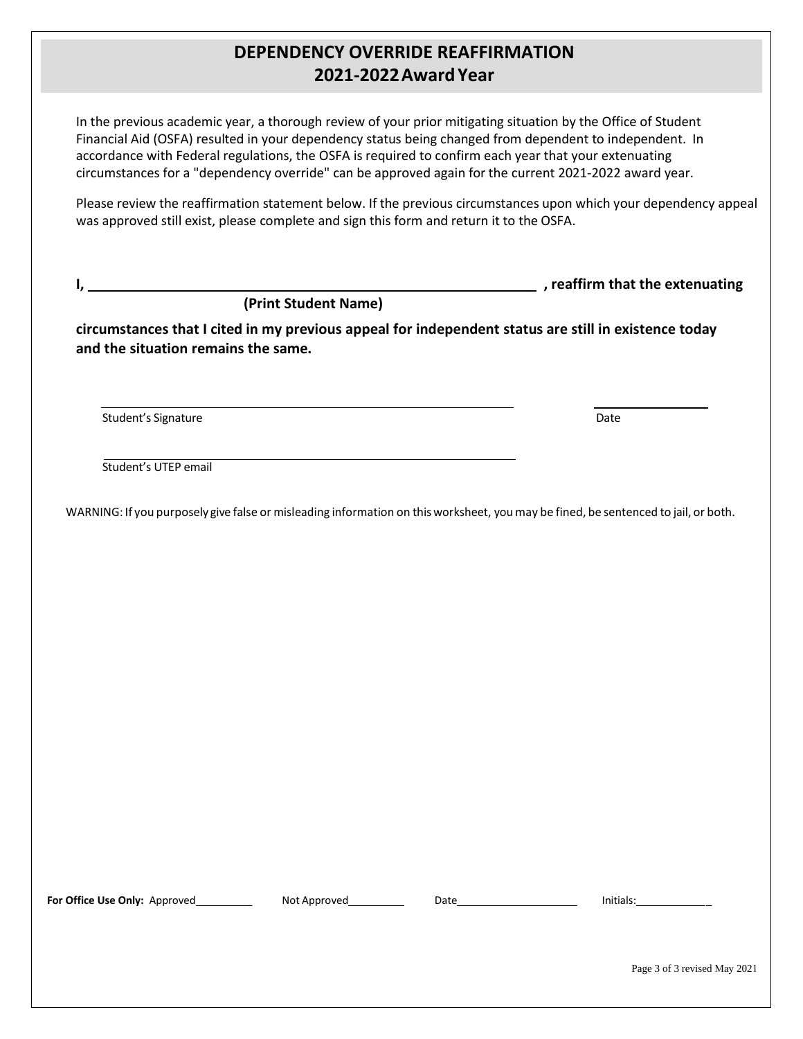# DEPENDENCY OVERRIDE REAFFIRMATION
## 2021-2022 Award Year

In the previous academic year, a thorough review of your prior mitigating situation by the Office of Student Financial Aid (OSFA) resulted in your dependency status being changed from dependent to independent. In accordance with Federal regulations, the OSFA is required to confirm each year that your extenuating circumstances for a "dependency override" can be approved again for the current 2021-2022 award year.

Please review the reaffirmation statement below. If the previous circumstances upon which your dependency appeal was approved still exist, please complete and sign this form and return it to the OSFA.

**I, ______________________________________________ , reaffirm that the extenuating**
**(Print Student Name)**

**circumstances that I cited in my previous appeal for independent status are still in existence today and the situation remains the same.**

______________________________________________ ________________
Student's Signature Date

______________________________________________
Student's UTEP email

WARNING: If you purposely give false or misleading information on this worksheet, you may be fined, be sentenced to jail, or both.

**For Office Use Only:** Approved_________ Not Approved_________ Date____________________ Initials:_____________